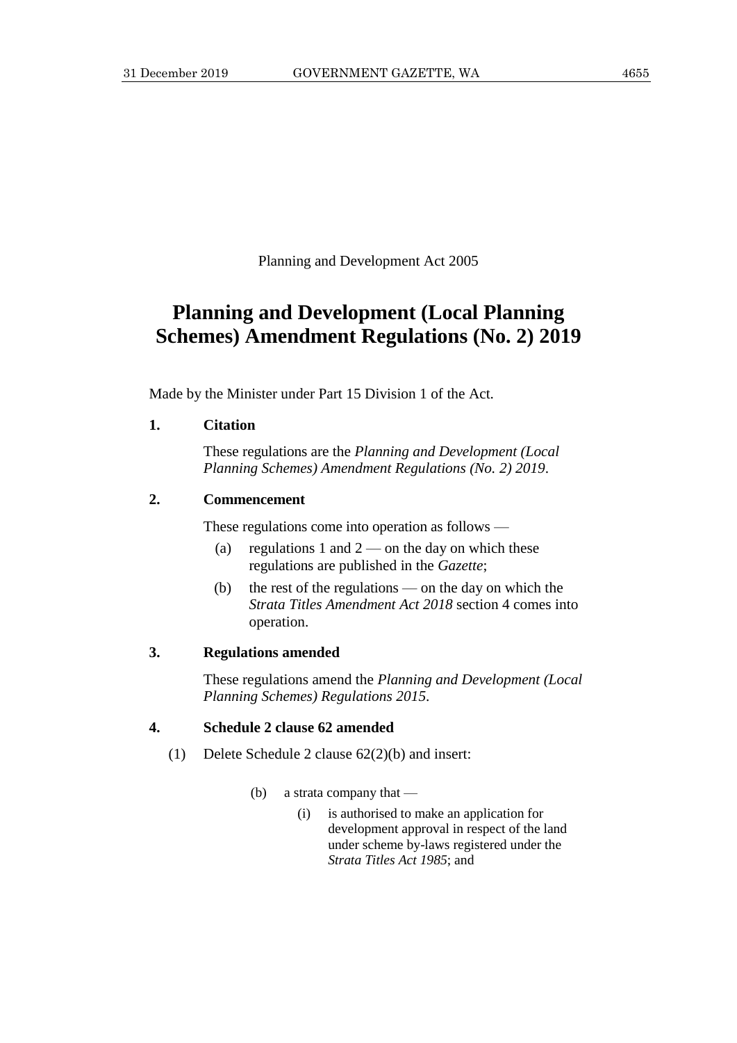Planning and Development Act 2005

# Planning and Development (Local Planning Schemes) Amendment Regulations (No. 2) 2019

Made by the Minister under Part 15 Division 1 of the Act.

**1. Citation**

These regulations are the *Planning and Development (Local Planning Schemes) Amendment Regulations (No. 2) 2019*.

**2. Commencement**

These regulations come into operation as follows —

(a) regulations 1 and 2 — on the day on which these regulations are published in the *Gazette*;

(b) the rest of the regulations — on the day on which the *Strata Titles Amendment Act 2018* section 4 comes into operation.

**3. Regulations amended**

These regulations amend the *Planning and Development (Local Planning Schemes) Regulations 2015*.

**4. Schedule 2 clause 62 amended**

(1) Delete Schedule 2 clause 62(2)(b) and insert:

> (b) a strata company that —
>
> (i) is authorised to make an application for development approval in respect of the land under scheme by-laws registered under the *Strata Titles Act 1985*; and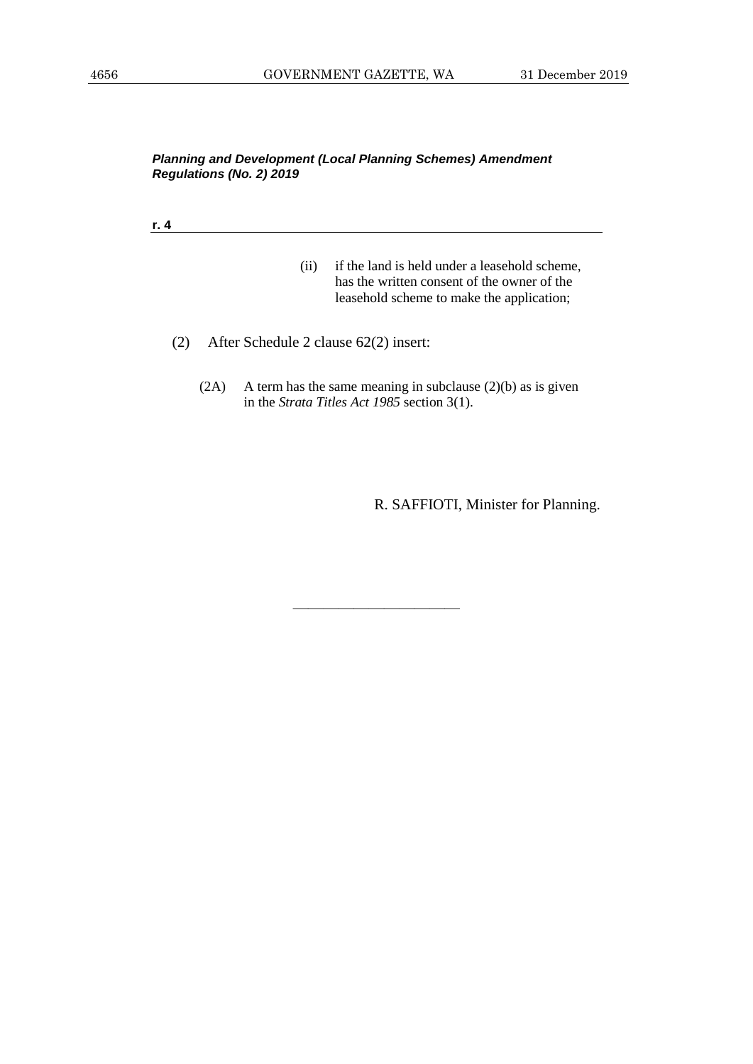(ii) if the land is held under a leasehold scheme, has the written consent of the owner of the leasehold scheme to make the application;

(2) After Schedule 2 clause 62(2) insert:

(2A) A term has the same meaning in subclause (2)(b) as is given in the *Strata Titles Act 1985* section 3(1).

R. SAFFIOTI, Minister for Planning.

---